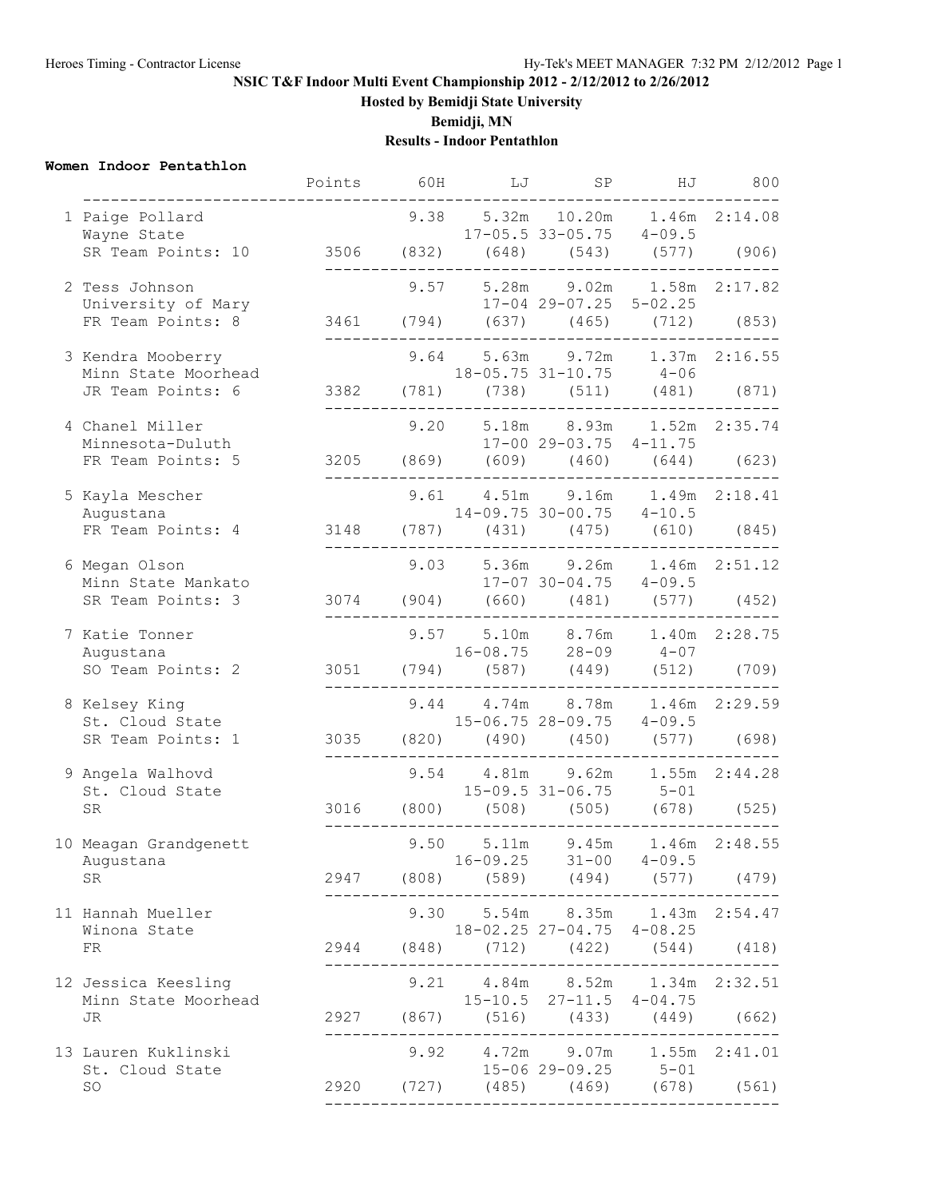# NSIC T&F Indoor Multi Event Championship 2012 - 2/12/2012 to 2/26/2012

**Hosted by Bemidji State University**

**Bemidji, MN**

**Results - Indoor Pentathlon**

## Women Indoor Pentathlon

| Place | Name / School / Year | Points | 60H | LJ | SP | HJ | 800 |
|---|---|---|---|---|---|---|---|
| 1 | Paige Pollard, Wayne State, SR, Team Points: 10 | 3506 | 9.38 (832) | 5.32m 17-05.5 (648) | 10.20m 33-05.75 (543) | 1.46m 4-09.5 (577) | 2:14.08 (906) |
| 2 | Tess Johnson, University of Mary, FR, Team Points: 8 | 3461 | 9.57 (794) | 5.28m 17-04 (637) | 9.02m 29-07.25 (465) | 1.58m 5-02.25 (712) | 2:17.82 (853) |
| 3 | Kendra Mooberry, Minn State Moorhead, JR, Team Points: 6 | 3382 | 9.64 (781) | 5.63m 18-05.75 (738) | 9.72m 31-10.75 (511) | 1.37m 4-06 (481) | 2:16.55 (871) |
| 4 | Chanel Miller, Minnesota-Duluth, FR, Team Points: 5 | 3205 | 9.20 (869) | 5.18m 17-00 (609) | 8.93m 29-03.75 (460) | 1.52m 4-11.75 (644) | 2:35.74 (623) |
| 5 | Kayla Mescher, Augustana, FR, Team Points: 4 | 3148 | 9.61 (787) | 4.51m 14-09.75 (431) | 9.16m 30-00.75 (475) | 1.49m 4-10.5 (610) | 2:18.41 (845) |
| 6 | Megan Olson, Minn State Mankato, SR, Team Points: 3 | 3074 | 9.03 (904) | 5.36m 17-07 (660) | 9.26m 30-04.75 (481) | 1.46m 4-09.5 (577) | 2:51.12 (452) |
| 7 | Katie Tonner, Augustana, SO, Team Points: 2 | 3051 | 9.57 (794) | 5.10m 16-08.75 (587) | 8.76m 28-09 (449) | 1.40m 4-07 (512) | 2:28.75 (709) |
| 8 | Kelsey King, St. Cloud State, SR, Team Points: 1 | 3035 | 9.44 (820) | 4.74m 15-06.75 (490) | 8.78m 28-09.75 (450) | 1.46m 4-09.5 (577) | 2:29.59 (698) |
| 9 | Angela Walhovd, St. Cloud State, SR | 3016 | 9.54 (800) | 4.81m 15-09.5 (508) | 9.62m 31-06.75 (505) | 1.55m 5-01 (678) | 2:44.28 (525) |
| 10 | Meagan Grandgenett, Augustana, SR | 2947 | 9.50 (808) | 5.11m 16-09.25 (589) | 9.45m 31-00 (494) | 1.46m 4-09.5 (577) | 2:48.55 (479) |
| 11 | Hannah Mueller, Winona State, FR | 2944 | 9.30 (848) | 5.54m 18-02.25 (712) | 8.35m 27-04.75 (422) | 1.43m 4-08.25 (544) | 2:54.47 (418) |
| 12 | Jessica Keesling, Minn State Moorhead, JR | 2927 | 9.21 (867) | 4.84m 15-10.5 (516) | 8.52m 27-11.5 (433) | 1.34m 4-04.75 (449) | 2:32.51 (662) |
| 13 | Lauren Kuklinski, St. Cloud State, SO | 2920 | 9.92 (727) | 4.72m 15-06 (485) | 9.07m 29-09.25 (469) | 1.55m 5-01 (678) | 2:41.01 (561) |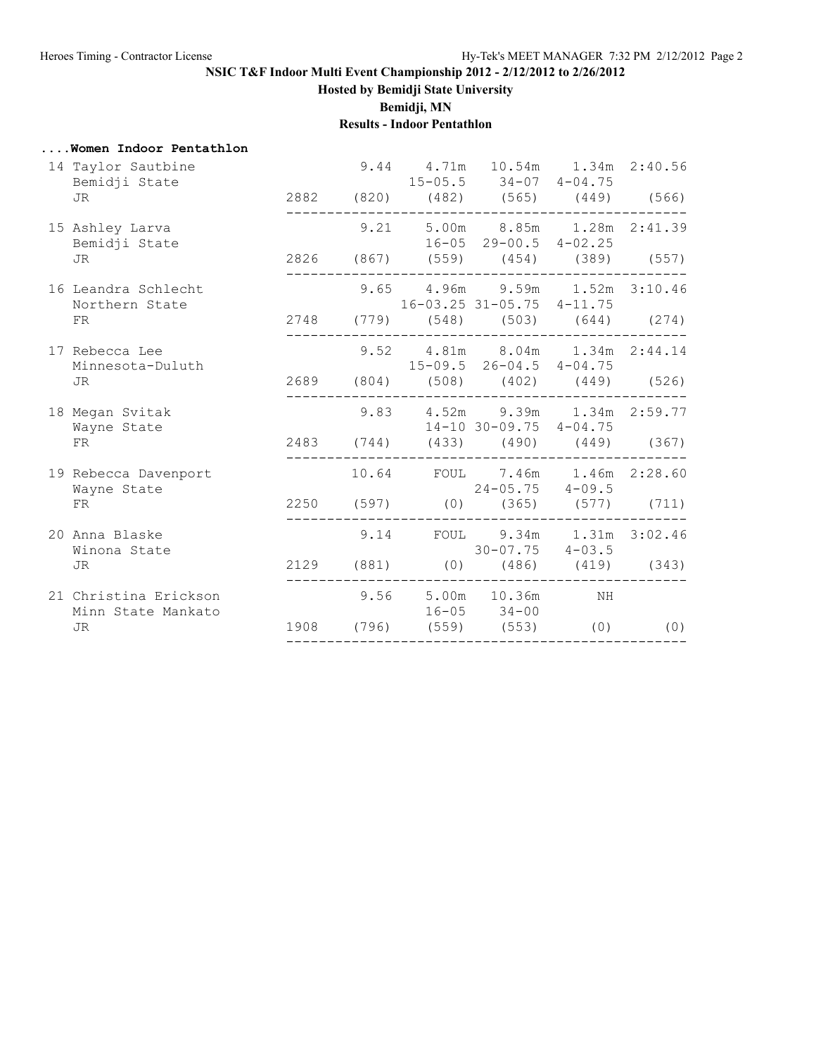NSIC T&F Indoor Multi Event Championship 2012 - 2/12/2012 to 2/26/2012

Hosted by Bemidji State University

Bemidji, MN

Results - Indoor Pentathlon

**....Women Indoor Pentathlon**

```
 14 Taylor Sautbine                     9.44    4.71m   10.54m    1.34m  2:40.56
    Bemidji State                              15-05.5    34-07  4-04.75
    JR                         2882    (820)    (482)    (565)    (449)    (566)
                               -------------------------------------------------
 15 Ashley Larva                        9.21    5.00m    8.85m    1.28m  2:41.39
    Bemidji State                                16-05 29-00.5  4-02.25
    JR                         2826    (867)    (559)    (454)    (389)    (557)
                               -------------------------------------------------
 16 Leandra Schlecht                    9.65    4.96m    9.59m    1.52m  3:10.46
    Northern State                         16-03.25 31-05.75  4-11.75
    FR                         2748    (779)    (548)    (503)    (644)    (274)
                               -------------------------------------------------
 17 Rebecca Lee                         9.52    4.81m    8.04m    1.34m  2:44.14
    Minnesota-Duluth                           15-09.5 26-04.5  4-04.75
    JR                         2689    (804)    (508)    (402)    (449)    (526)
                               -------------------------------------------------
 18 Megan Svitak                        9.83    4.52m    9.39m    1.34m  2:59.77
    Wayne State                                  14-10 30-09.75  4-04.75
    FR                         2483    (744)    (433)    (490)    (449)    (367)
                               -------------------------------------------------
 19 Rebecca Davenport                  10.64     FOUL    7.46m    1.46m  2:28.60
    Wayne State                                       24-05.75   4-09.5
    FR                         2250    (597)      (0)    (365)    (577)    (711)
                               -------------------------------------------------
 20 Anna Blaske                         9.14     FOUL    9.34m    1.31m  3:02.46
    Winona State                                      30-07.75   4-03.5
    JR                         2129    (881)      (0)    (486)    (419)    (343)
                               -------------------------------------------------
 21 Christina Erickson                  9.56    5.00m   10.36m       NH
    Minn State Mankato                           16-05    34-00
    JR                         1908    (796)    (559)    (553)      (0)      (0)
                               -------------------------------------------------
```